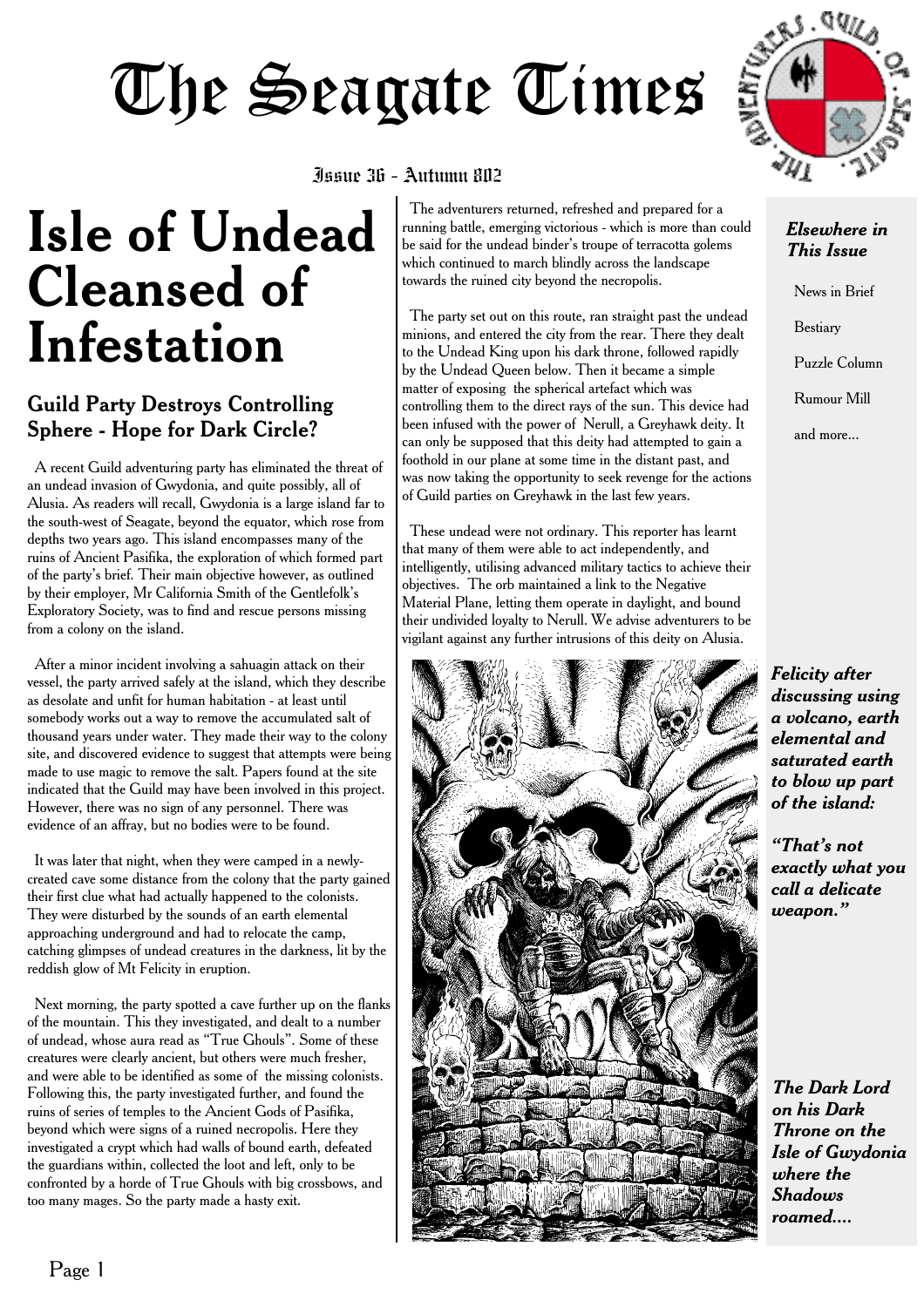# The Seagate Times

Issue 36 - Autumn 802

# Isle of Undead Cleansed of Infestation

## Guild Party Destroys Controlling Sphere - Hope for Dark Circle?

A recent Guild adventuring party has eliminated the threat of an undead invasion of Gwydonia, and quite possibly, all of Alusia. As readers will recall, Gwydonia is a large island far to the south-west of Seagate, beyond the equator, which rose from depths two years ago. This island encompasses many of the ruins of Ancient Pasifika, the exploration of which formed part of the party's brief. Their main objective however, as outlined by their employer, Mr California Smith of the Gentlefolk's Exploratory Society, was to find and rescue persons missing from a colony on the island.

After a minor incident involving a sahuagin attack on their vessel, the party arrived safely at the island, which they describe as desolate and unfit for human habitation - at least until somebody works out a way to remove the accumulated salt of thousand years under water. They made their way to the colony site, and discovered evidence to suggest that attempts were being made to use magic to remove the salt. Papers found at the site indicated that the Guild may have been involved in this project. However, there was no sign of any personnel. There was evidence of an affray, but no bodies were to be found.

It was later that night, when they were camped in a newly-created cave some distance from the colony that the party gained their first clue what had actually happened to the colonists. They were disturbed by the sounds of an earth elemental approaching underground and had to relocate the camp, catching glimpses of undead creatures in the darkness, lit by the reddish glow of Mt Felicity in eruption.

Next morning, the party spotted a cave further up on the flanks of the mountain. This they investigated, and dealt to a number of undead, whose aura read as "True Ghouls". Some of these creatures were clearly ancient, but others were much fresher, and were able to be identified as some of the missing colonists. Following this, the party investigated further, and found the ruins of series of temples to the Ancient Gods of Pasifika, beyond which were signs of a ruined necropolis. Here they investigated a crypt which had walls of bound earth, defeated the guardians within, collected the loot and left, only to be confronted by a horde of True Ghouls with big crossbows, and too many mages. So the party made a hasty exit.

The adventurers returned, refreshed and prepared for a running battle, emerging victorious - which is more than could be said for the undead binder's troupe of terracotta golems which continued to march blindly across the landscape towards the ruined city beyond the necropolis.

The party set out on this route, ran straight past the undead minions, and entered the city from the rear. There they dealt to the Undead King upon his dark throne, followed rapidly by the Undead Queen below. Then it became a simple matter of exposing the spherical artefact which was controlling them to the direct rays of the sun. This device had been infused with the power of Nerull, a Greyhawk deity. It can only be supposed that this deity had attempted to gain a foothold in our plane at some time in the distant past, and was now taking the opportunity to seek revenge for the actions of Guild parties on Greyhawk in the last few years.

These undead were not ordinary. This reporter has learnt that many of them were able to act independently, and intelligently, utilising advanced military tactics to achieve their objectives. The orb maintained a link to the Negative Material Plane, letting them operate in daylight, and bound their undivided loyalty to Nerull. We advise adventurers to be vigilant against any further intrusions of this deity on Alusia.

***Elsewhere in This Issue***

- News in Brief
- Bestiary
- Puzzle Column
- Rumour Mill
- and more...

***Felicity after discussing using a volcano, earth elemental and saturated earth to blow up part of the island:***

***"That's not exactly what you call a delicate weapon."***

***The Dark Lord on his Dark Throne on the Isle of Gwydonia where the Shadows roamed....***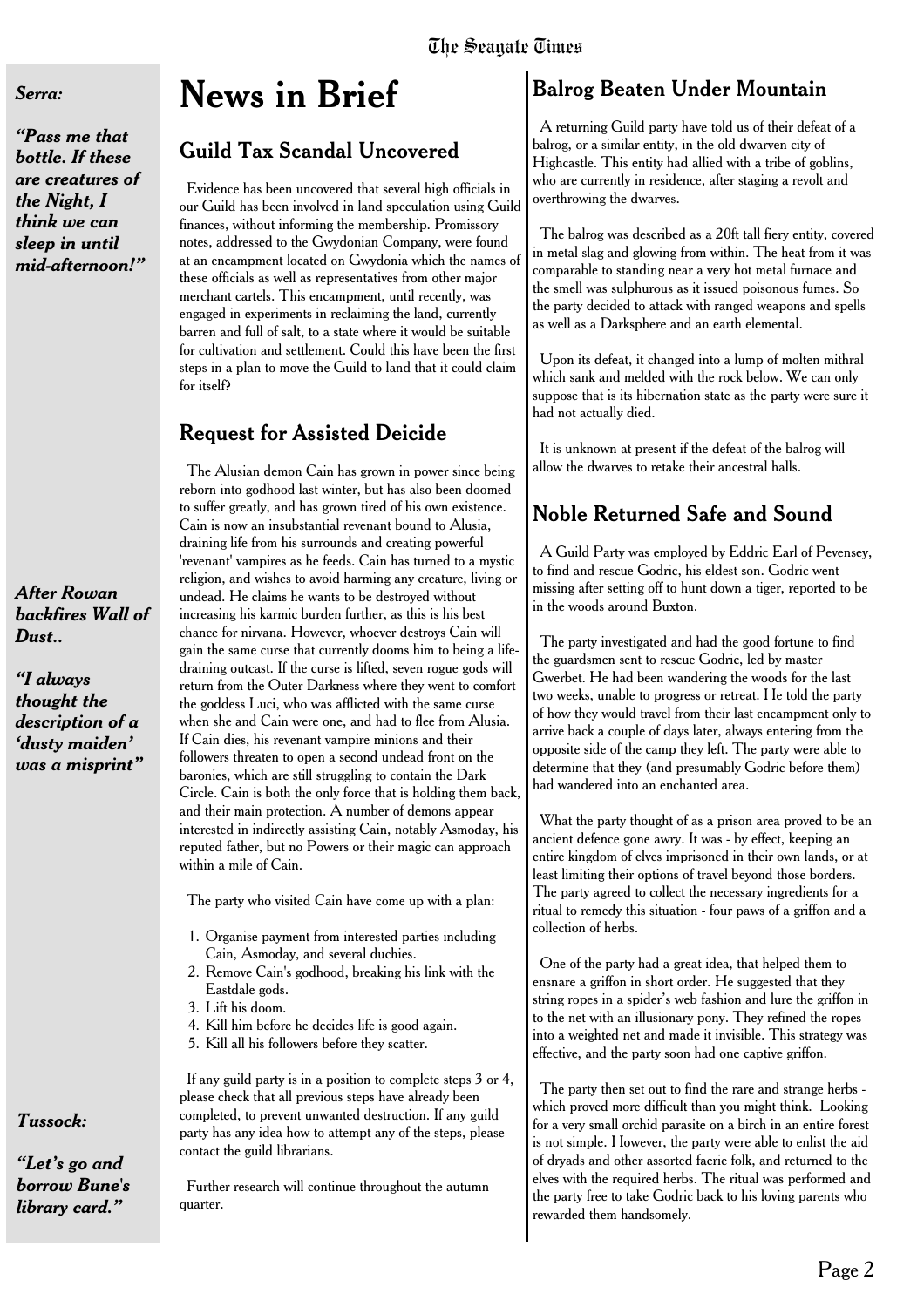*Serra:*

***"Pass me that bottle. If these are creatures of the Night, I think we can sleep in until mid-afternoon!"***

***After Rowan backfires Wall of Dust..***

***"I always thought the description of a 'dusty maiden' was a misprint"***

***Tussock:***

***"Let's go and borrow Bune's library card."***

# News in Brief

## Guild Tax Scandal Uncovered

Evidence has been uncovered that several high officials in our Guild has been involved in land speculation using Guild finances, without informing the membership. Promissory notes, addressed to the Gwydonian Company, were found at an encampment located on Gwydonia which the names of these officials as well as representatives from other major merchant cartels. This encampment, until recently, was engaged in experiments in reclaiming the land, currently barren and full of salt, to a state where it would be suitable for cultivation and settlement. Could this have been the first steps in a plan to move the Guild to land that it could claim for itself?

## Request for Assisted Deicide

The Alusian demon Cain has grown in power since being reborn into godhood last winter, but has also been doomed to suffer greatly, and has grown tired of his own existence. Cain is now an insubstantial revenant bound to Alusia, draining life from his surrounds and creating powerful 'revenant' vampires as he feeds. Cain has turned to a mystic religion, and wishes to avoid harming any creature, living or undead. He claims he wants to be destroyed without increasing his karmic burden further, as this is his best chance for nirvana. However, whoever destroys Cain will gain the same curse that currently dooms him to being a life-draining outcast. If the curse is lifted, seven rogue gods will return from the Outer Darkness where they went to comfort the goddess Luci, who was afflicted with the same curse when she and Cain were one, and had to flee from Alusia. If Cain dies, his revenant vampire minions and their followers threaten to open a second undead front on the baronies, which are still struggling to contain the Dark Circle. Cain is both the only force that is holding them back, and their main protection. A number of demons appear interested in indirectly assisting Cain, notably Asmoday, his reputed father, but no Powers or their magic can approach within a mile of Cain.

The party who visited Cain have come up with a plan:

1. Organise payment from interested parties including Cain, Asmoday, and several duchies.
2. Remove Cain's godhood, breaking his link with the Eastdale gods.
3. Lift his doom.
4. Kill him before he decides life is good again.
5. Kill all his followers before they scatter.

If any guild party is in a position to complete steps 3 or 4, please check that all previous steps have already been completed, to prevent unwanted destruction. If any guild party has any idea how to attempt any of the steps, please contact the guild librarians.

Further research will continue throughout the autumn quarter.

## Balrog Beaten Under Mountain

A returning Guild party have told us of their defeat of a balrog, or a similar entity, in the old dwarven city of Highcastle. This entity had allied with a tribe of goblins, who are currently in residence, after staging a revolt and overthrowing the dwarves.

The balrog was described as a 20ft tall fiery entity, covered in metal slag and glowing from within. The heat from it was comparable to standing near a very hot metal furnace and the smell was sulphurous as it issued poisonous fumes. So the party decided to attack with ranged weapons and spells as well as a Darksphere and an earth elemental.

Upon its defeat, it changed into a lump of molten mithral which sank and melded with the rock below. We can only suppose that is its hibernation state as the party were sure it had not actually died.

It is unknown at present if the defeat of the balrog will allow the dwarves to retake their ancestral halls.

## Noble Returned Safe and Sound

A Guild Party was employed by Eddric Earl of Pevensey, to find and rescue Godric, his eldest son. Godric went missing after setting off to hunt down a tiger, reported to be in the woods around Buxton.

The party investigated and had the good fortune to find the guardsmen sent to rescue Godric, led by master Gwerbet. He had been wandering the woods for the last two weeks, unable to progress or retreat. He told the party of how they would travel from their last encampment only to arrive back a couple of days later, always entering from the opposite side of the camp they left. The party were able to determine that they (and presumably Godric before them) had wandered into an enchanted area.

What the party thought of as a prison area proved to be an ancient defence gone awry. It was - by effect, keeping an entire kingdom of elves imprisoned in their own lands, or at least limiting their options of travel beyond those borders. The party agreed to collect the necessary ingredients for a ritual to remedy this situation - four paws of a griffon and a collection of herbs.

One of the party had a great idea, that helped them to ensnare a griffon in short order. He suggested that they string ropes in a spider's web fashion and lure the griffon in to the net with an illusionary pony. They refined the ropes into a weighted net and made it invisible. This strategy was effective, and the party soon had one captive griffon.

The party then set out to find the rare and strange herbs - which proved more difficult than you might think. Looking for a very small orchid parasite on a birch in an entire forest is not simple. However, the party were able to enlist the aid of dryads and other assorted faerie folk, and returned to the elves with the required herbs. The ritual was performed and the party free to take Godric back to his loving parents who rewarded them handsomely.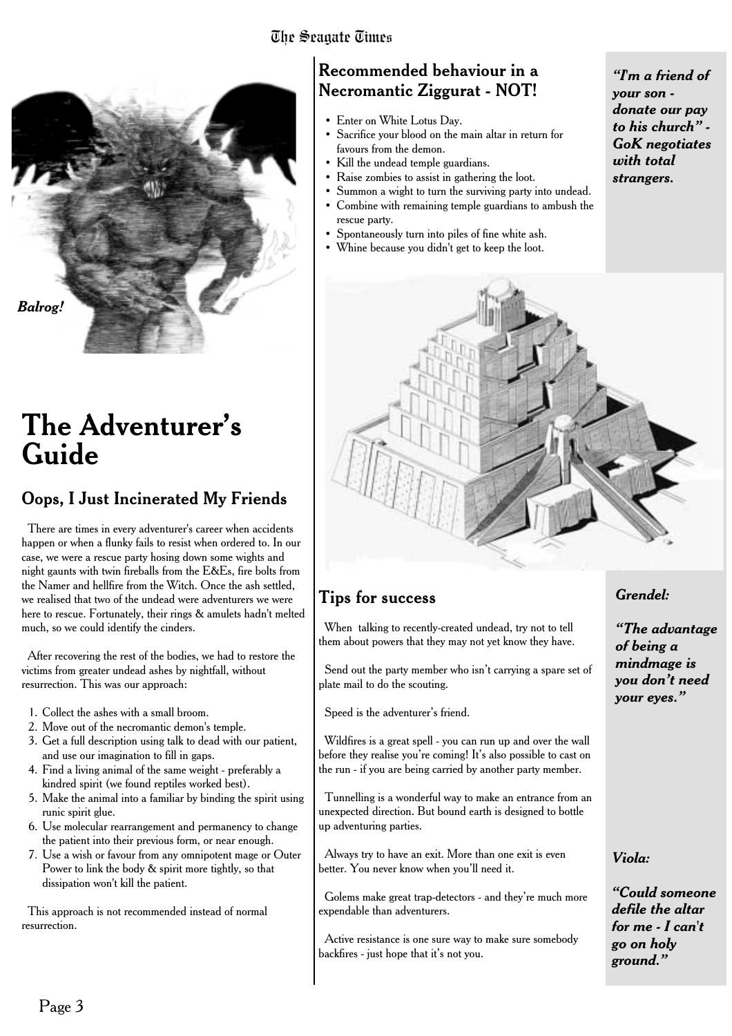*Balrog!*

# The Adventurer's Guide

## Oops, I Just Incinerated My Friends

There are times in every adventurer's career when accidents happen or when a flunky fails to resist when ordered to. In our case, we were a rescue party hosing down some wights and night gaunts with twin fireballs from the E&Es, fire bolts from the Namer and hellfire from the Witch. Once the ash settled, we realised that two of the undead were adventurers we were here to rescue. Fortunately, their rings & amulets hadn't melted much, so we could identify the cinders.

After recovering the rest of the bodies, we had to restore the victims from greater undead ashes by nightfall, without resurrection. This was our approach:

1. Collect the ashes with a small broom.
2. Move out of the necromantic demon's temple.
3. Get a full description using talk to dead with our patient, and use our imagination to fill in gaps.
4. Find a living animal of the same weight - preferably a kindred spirit (we found reptiles worked best).
5. Make the animal into a familiar by binding the spirit using runic spirit glue.
6. Use molecular rearrangement and permanency to change the patient into their previous form, or near enough.
7. Use a wish or favour from any omnipotent mage or Outer Power to link the body & spirit more tightly, so that dissipation won't kill the patient.

This approach is not recommended instead of normal resurrection.

## Recommended behaviour in a Necromantic Ziggurat - NOT!

- Enter on White Lotus Day.
- Sacrifice your blood on the main altar in return for favours from the demon.
- Kill the undead temple guardians.
- Raise zombies to assist in gathering the loot.
- Summon a wight to turn the surviving party into undead.
- Combine with remaining temple guardians to ambush the rescue party.
- Spontaneously turn into piles of fine white ash.
- Whine because you didn't get to keep the loot.

## Tips for success

When talking to recently-created undead, try not to tell them about powers that they may not yet know they have.

Send out the party member who isn't carrying a spare set of plate mail to do the scouting.

Speed is the adventurer's friend.

Wildfires is a great spell - you can run up and over the wall before they realise you're coming! It's also possible to cast on the run - if you are being carried by another party member.

Tunnelling is a wonderful way to make an entrance from an unexpected direction. But bound earth is designed to bottle up adventuring parties.

Always try to have an exit. More than one exit is even better. You never know when you'll need it.

Golems make great trap-detectors - and they're much more expendable than adventurers.

Active resistance is one sure way to make sure somebody backfires - just hope that it's not you.

***"I'm a friend of your son - donate our pay to his church" - GoK negotiates with total strangers.***

***Grendel:***

***"The advantage of being a mindmage is you don't need your eyes."***

***Viola:***

***"Could someone defile the altar for me - I can't go on holy ground."***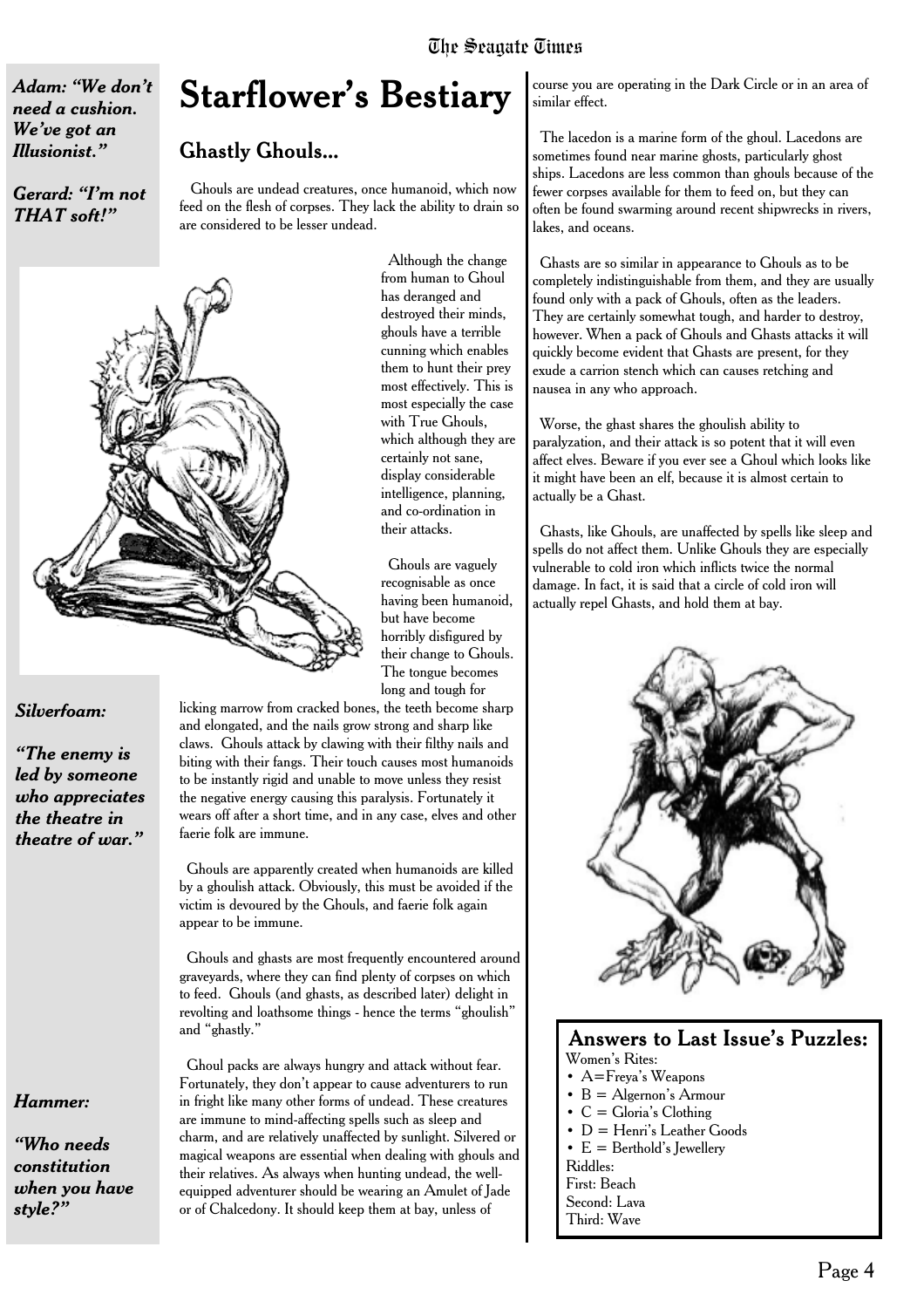*Adam: "We don't need a cushion. We've got an Illusionist."*

*Gerard: "I'm not THAT soft!"*

# Starflower's Bestiary

## Ghastly Ghouls...

Ghouls are undead creatures, once humanoid, which now feed on the flesh of corpses. They lack the ability to drain so are considered to be lesser undead.

Although the change from human to Ghoul has deranged and destroyed their minds, ghouls have a terrible cunning which enables them to hunt their prey most effectively. This is most especially the case with True Ghouls, which although they are certainly not sane, display considerable intelligence, planning, and co-ordination in their attacks.

Ghouls are vaguely recognisable as once having been humanoid, but have become horribly disfigured by their change to Ghouls. The tongue becomes long and tough for licking marrow from cracked bones, the teeth become sharp and elongated, and the nails grow strong and sharp like claws. Ghouls attack by clawing with their filthy nails and biting with their fangs. Their touch causes most humanoids to be instantly rigid and unable to move unless they resist the negative energy causing this paralysis. Fortunately it wears off after a short time, and in any case, elves and other faerie folk are immune.

Ghouls are apparently created when humanoids are killed by a ghoulish attack. Obviously, this must be avoided if the victim is devoured by the Ghouls, and faerie folk again appear to be immune.

Ghouls and ghasts are most frequently encountered around graveyards, where they can find plenty of corpses on which to feed. Ghouls (and ghasts, as described later) delight in revolting and loathsome things - hence the terms "ghoulish" and "ghastly."

Ghoul packs are always hungry and attack without fear. Fortunately, they don't appear to cause adventurers to run in fright like many other forms of undead. These creatures are immune to mind-affecting spells such as sleep and charm, and are relatively unaffected by sunlight. Silvered or magical weapons are essential when dealing with ghouls and their relatives. As always when hunting undead, the well-equipped adventurer should be wearing an Amulet of Jade or of Chalcedony. It should keep them at bay, unless of course you are operating in the Dark Circle or in an area of similar effect.

The lacedon is a marine form of the ghoul. Lacedons are sometimes found near marine ghosts, particularly ghost ships. Lacedons are less common than ghouls because of the fewer corpses available for them to feed on, but they can often be found swarming around recent shipwrecks in rivers, lakes, and oceans.

Ghasts are so similar in appearance to Ghouls as to be completely indistinguishable from them, and they are usually found only with a pack of Ghouls, often as the leaders. They are certainly somewhat tough, and harder to destroy, however. When a pack of Ghouls and Ghasts attacks it will quickly become evident that Ghasts are present, for they exude a carrion stench which can causes retching and nausea in any who approach.

Worse, the ghast shares the ghoulish ability to paralyzation, and their attack is so potent that it will even affect elves. Beware if you ever see a Ghoul which looks like it might have been an elf, because it is almost certain to actually be a Ghast.

Ghasts, like Ghouls, are unaffected by spells like sleep and spells do not affect them. Unlike Ghouls they are especially vulnerable to cold iron which inflicts twice the normal damage. In fact, it is said that a circle of cold iron will actually repel Ghasts, and hold them at bay.

*Silverfoam:*

*"The enemy is led by someone who appreciates the theatre in theatre of war."*

*Hammer:*

*"Who needs constitution when you have style?"*

### Answers to Last Issue's Puzzles:

Women's Rites:
- A=Freya's Weapons
- B = Algernon's Armour
- C = Gloria's Clothing
- D = Henri's Leather Goods
- E = Berthold's Jewellery

Riddles:
First: Beach
Second: Lava
Third: Wave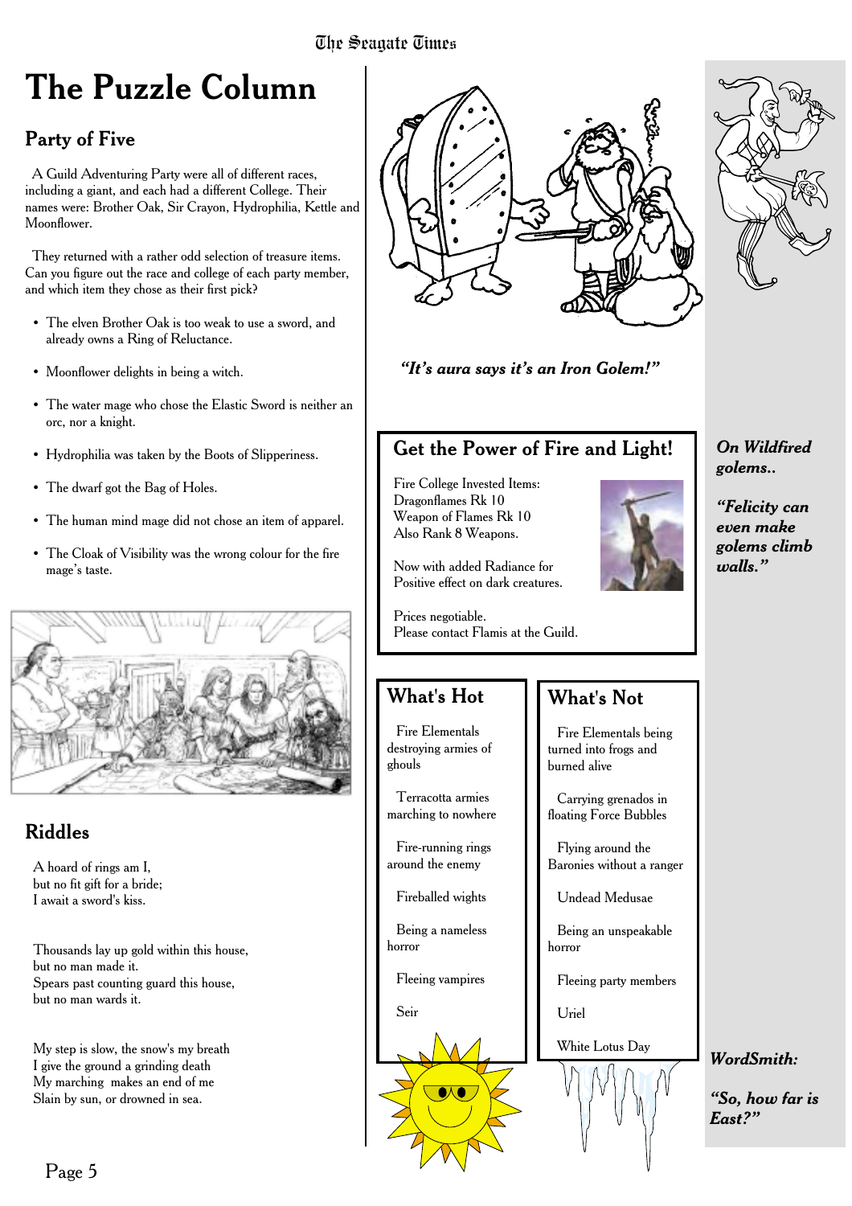# The Puzzle Column

## Party of Five

A Guild Adventuring Party were all of different races, including a giant, and each had a different College. Their names were: Brother Oak, Sir Crayon, Hydrophilia, Kettle and Moonflower.

They returned with a rather odd selection of treasure items. Can you figure out the race and college of each party member, and which item they chose as their first pick?

- The elven Brother Oak is too weak to use a sword, and already owns a Ring of Reluctance.
- Moonflower delights in being a witch.
- The water mage who chose the Elastic Sword is neither an orc, nor a knight.
- Hydrophilia was taken by the Boots of Slipperiness.
- The dwarf got the Bag of Holes.
- The human mind mage did not chose an item of apparel.
- The Cloak of Visibility was the wrong colour for the fire mage's taste.

## Riddles

A hoard of rings am I,
but no fit gift for a bride;
I await a sword's kiss.

Thousands lay up gold within this house,
but no man made it.
Spears past counting guard this house,
but no man wards it.

My step is slow, the snow's my breath
I give the ground a grinding death
My marching makes an end of me
Slain by sun, or drowned in sea.

***"It's aura says it's an Iron Golem!"***

## Get the Power of Fire and Light!

Fire College Invested Items:
Dragonflames Rk 10
Weapon of Flames Rk 10
Also Rank 8 Weapons.

Now with added Radiance for
Positive effect on dark creatures.

Prices negotiable.
Please contact Flamis at the Guild.

## What's Hot

Fire Elementals destroying armies of ghouls

Terracotta armies marching to nowhere

Fire-running rings around the enemy

Fireballed wights

Being a nameless horror

Fleeing vampires

Seir

## What's Not

Fire Elementals being turned into frogs and burned alive

Carrying grenados in floating Force Bubbles

Flying around the Baronies without a ranger

Undead Medusae

Being an unspeakable horror

Fleeing party members

Uriel

White Lotus Day

***On Wildfired golems..***

***"Felicity can even make golems climb walls."***

***WordSmith:***

***"So, how far is East?"***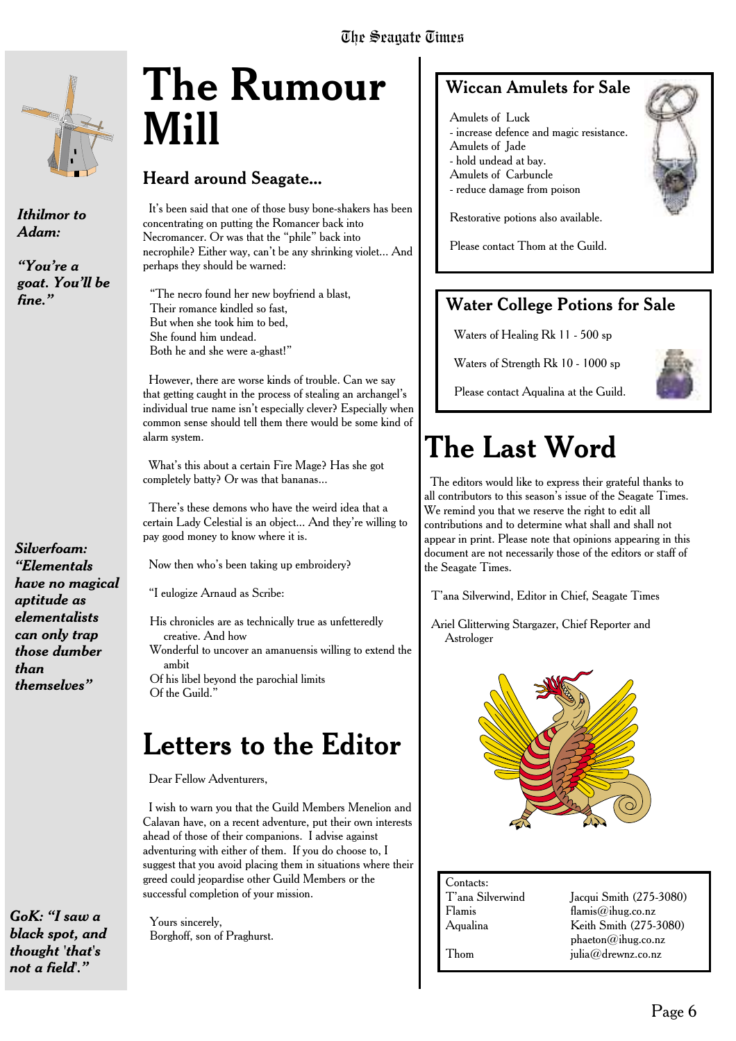*Ithilmor to Adam:*

*"You're a goat. You'll be fine."*

*Silverfoam: "Elementals have no magical aptitude as elementalists can only trap those dumber than themselves"*

*GoK: "I saw a black spot, and thought 'that's not a field'."*

# The Rumour Mill

## Heard around Seagate...

It's been said that one of those busy bone-shakers has been concentrating on putting the Romancer back into Necromancer. Or was that the "phile" back into necrophile? Either way, can't be any shrinking violet... And perhaps they should be warned:

"The necro found her new boyfriend a blast,
Their romance kindled so fast,
But when she took him to bed,
She found him undead.
Both he and she were a-ghast!"

However, there are worse kinds of trouble. Can we say that getting caught in the process of stealing an archangel's individual true name isn't especially clever? Especially when common sense should tell them there would be some kind of alarm system.

What's this about a certain Fire Mage? Has she got completely batty? Or was that bananas...

There's these demons who have the weird idea that a certain Lady Celestial is an object... And they're willing to pay good money to know where it is.

Now then who's been taking up embroidery?

"I eulogize Arnaud as Scribe:

His chronicles are as technically true as unfetteredly creative. And how
Wonderful to uncover an amanuensis willing to extend the ambit
Of his libel beyond the parochial limits
Of the Guild."

# Letters to the Editor

Dear Fellow Adventurers,

I wish to warn you that the Guild Members Menelion and Calavan have, on a recent adventure, put their own interests ahead of those of their companions. I advise against adventuring with either of them. If you do choose to, I suggest that you avoid placing them in situations where their greed could jeopardise other Guild Members or the successful completion of your mission.

Yours sincerely,
Borghoff, son of Praghurst.

## Wiccan Amulets for Sale

Amulets of Luck
- increase defence and magic resistance.
Amulets of Jade
- hold undead at bay.
Amulets of Carbuncle
- reduce damage from poison

Restorative potions also available.

Please contact Thom at the Guild.

## Water College Potions for Sale

Waters of Healing Rk 11 - 500 sp

Waters of Strength Rk 10 - 1000 sp

Please contact Aqualina at the Guild.

# The Last Word

The editors would like to express their grateful thanks to all contributors to this season's issue of the Seagate Times. We remind you that we reserve the right to edit all contributions and to determine what shall and shall not appear in print. Please note that opinions appearing in this document are not necessarily those of the editors or staff of the Seagate Times.

T'ana Silverwind, Editor in Chief, Seagate Times

Ariel Glitterwing Stargazer, Chief Reporter and Astrologer

Contacts:

| | |
|---|---|
| T'ana Silverwind | Jacqui Smith (275-3080) |
| Flamis | flamis@ihug.co.nz |
| Aqualina | Keith Smith (275-3080) |
| | phaeton@ihug.co.nz |
| Thom | julia@drewnz.co.nz |